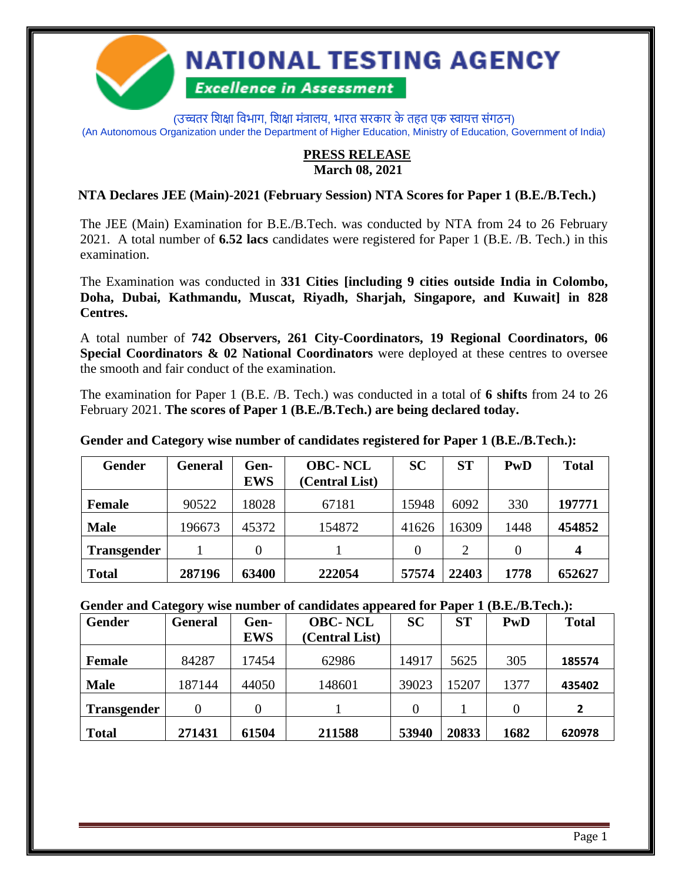# NATIONAL TESTING AGENCY

*Excellence in Assessment*

(उच्चतर शिक्षा विभाग, शिक्षा मंत्रालय, भारत सरकार के तहत एक स्वायत्त संगठन)
(An Autonomous Organization under the Department of Higher Education, Ministry of Education, Government of India)

**PRESS RELEASE**
**March 08, 2021**

### NTA Declares JEE (Main)-2021 (February Session) NTA Scores for Paper 1 (B.E./B.Tech.)

The JEE (Main) Examination for B.E./B.Tech. was conducted by NTA from 24 to 26 February 2021. A total number of **6.52 lacs** candidates were registered for Paper 1 (B.E. /B. Tech.) in this examination.

The Examination was conducted in **331 Cities [including 9 cities outside India in Colombo, Doha, Dubai, Kathmandu, Muscat, Riyadh, Sharjah, Singapore, and Kuwait] in 828 Centres.**

A total number of **742 Observers, 261 City-Coordinators, 19 Regional Coordinators, 06 Special Coordinators & 02 National Coordinators** were deployed at these centres to oversee the smooth and fair conduct of the examination.

The examination for Paper 1 (B.E. /B. Tech.) was conducted in a total of **6 shifts** from 24 to 26 February 2021. **The scores of Paper 1 (B.E./B.Tech.) are being declared today.**

**Gender and Category wise number of candidates registered for Paper 1 (B.E./B.Tech.):**

| Gender | General | Gen-EWS | OBC- NCL (Central List) | SC | ST | PwD | Total |
|---|---|---|---|---|---|---|---|
| **Female** | 90522 | 18028 | 67181 | 15948 | 6092 | 330 | **197771** |
| **Male** | 196673 | 45372 | 154872 | 41626 | 16309 | 1448 | **454852** |
| **Transgender** | 1 | 0 | 1 | 0 | 2 | 0 | **4** |
| **Total** | **287196** | **63400** | **222054** | **57574** | **22403** | **1778** | **652627** |

**Gender and Category wise number of candidates appeared for Paper 1 (B.E./B.Tech.):**

| Gender | General | Gen-EWS | OBC- NCL (Central List) | SC | ST | PwD | Total |
|---|---|---|---|---|---|---|---|
| **Female** | 84287 | 17454 | 62986 | 14917 | 5625 | 305 | **185574** |
| **Male** | 187144 | 44050 | 148601 | 39023 | 15207 | 1377 | **435402** |
| **Transgender** | 0 | 0 | 1 | 0 | 1 | 0 | **2** |
| **Total** | **271431** | **61504** | **211588** | **53940** | **20833** | **1682** | **620978** |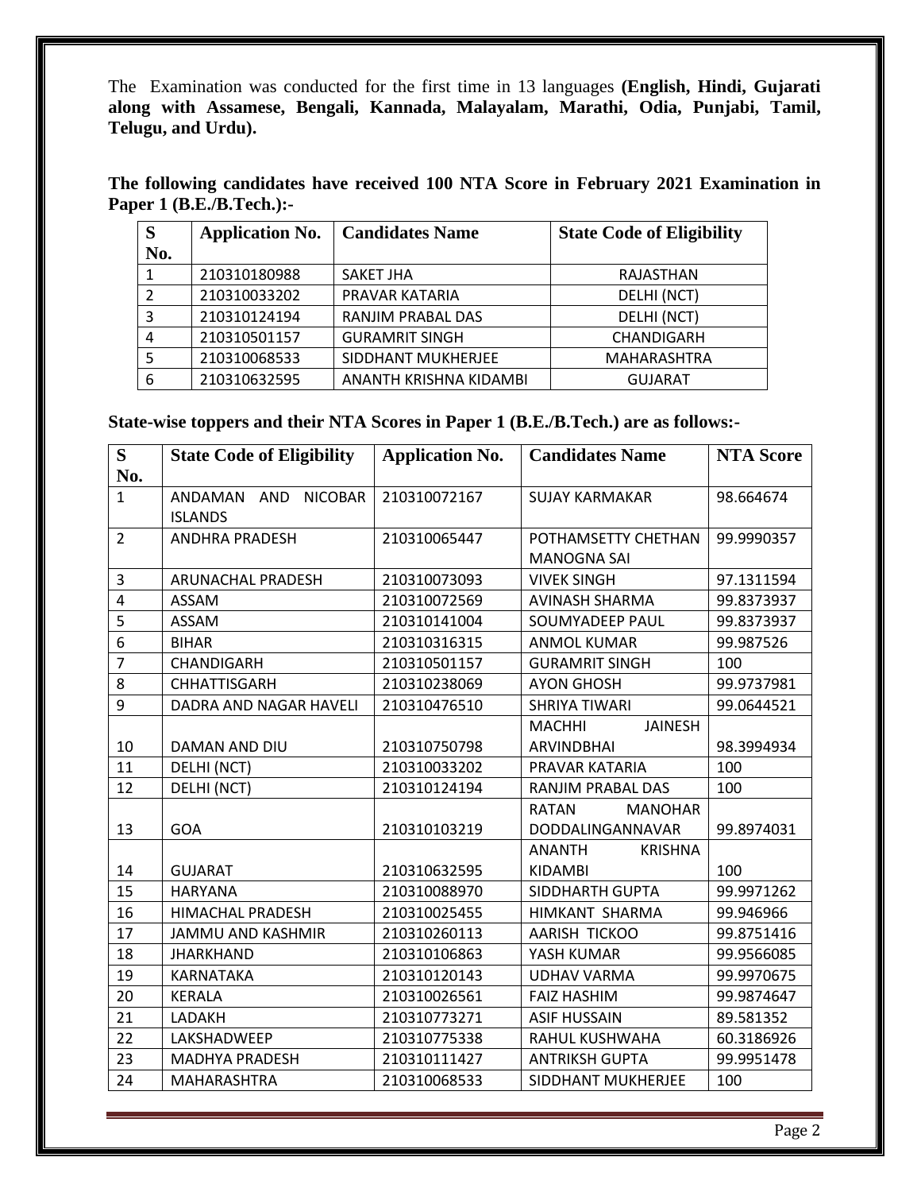The Examination was conducted for the first time in 13 languages **(English, Hindi, Gujarati along with Assamese, Bengali, Kannada, Malayalam, Marathi, Odia, Punjabi, Tamil, Telugu, and Urdu).**

**The following candidates have received 100 NTA Score in February 2021 Examination in Paper 1 (B.E./B.Tech.):-**

| S No. | Application No. | Candidates Name | State Code of Eligibility |
|---|---|---|---|
| 1 | 210310180988 | SAKET JHA | RAJASTHAN |
| 2 | 210310033202 | PRAVAR KATARIA | DELHI (NCT) |
| 3 | 210310124194 | RANJIM PRABAL DAS | DELHI (NCT) |
| 4 | 210310501157 | GURAMRIT SINGH | CHANDIGARH |
| 5 | 210310068533 | SIDDHANT MUKHERJEE | MAHARASHTRA |
| 6 | 210310632595 | ANANTH KRISHNA KIDAMBI | GUJARAT |

**State-wise toppers and their NTA Scores in Paper 1 (B.E./B.Tech.) are as follows:-**

| S No. | State Code of Eligibility | Application No. | Candidates Name | NTA Score |
|---|---|---|---|---|
| 1 | ANDAMAN AND NICOBAR ISLANDS | 210310072167 | SUJAY KARMAKAR | 98.664674 |
| 2 | ANDHRA PRADESH | 210310065447 | POTHAMSETTY CHETHAN MANOGNA SAI | 99.9990357 |
| 3 | ARUNACHAL PRADESH | 210310073093 | VIVEK SINGH | 97.1311594 |
| 4 | ASSAM | 210310072569 | AVINASH SHARMA | 99.8373937 |
| 5 | ASSAM | 210310141004 | SOUMYADEEP PAUL | 99.8373937 |
| 6 | BIHAR | 210310316315 | ANMOL KUMAR | 99.987526 |
| 7 | CHANDIGARH | 210310501157 | GURAMRIT SINGH | 100 |
| 8 | CHHATTISGARH | 210310238069 | AYON GHOSH | 99.9737981 |
| 9 | DADRA AND NAGAR HAVELI | 210310476510 | SHRIYA TIWARI | 99.0644521 |
| 10 | DAMAN AND DIU | 210310750798 | MACHHI JAINESH ARVINDBHAI | 98.3994934 |
| 11 | DELHI (NCT) | 210310033202 | PRAVAR KATARIA | 100 |
| 12 | DELHI (NCT) | 210310124194 | RANJIM PRABAL DAS | 100 |
| 13 | GOA | 210310103219 | RATAN MANOHAR DODDALINGANNAVAR | 99.8974031 |
| 14 | GUJARAT | 210310632595 | ANANTH KRISHNA KIDAMBI | 100 |
| 15 | HARYANA | 210310088970 | SIDDHARTH GUPTA | 99.9971262 |
| 16 | HIMACHAL PRADESH | 210310025455 | HIMKANT SHARMA | 99.946966 |
| 17 | JAMMU AND KASHMIR | 210310260113 | AARISH TICKOO | 99.8751416 |
| 18 | JHARKHAND | 210310106863 | YASH KUMAR | 99.9566085 |
| 19 | KARNATAKA | 210310120143 | UDHAV VARMA | 99.9970675 |
| 20 | KERALA | 210310026561 | FAIZ HASHIM | 99.9874647 |
| 21 | LADAKH | 210310773271 | ASIF HUSSAIN | 89.581352 |
| 22 | LAKSHADWEEP | 210310775338 | RAHUL KUSHWAHA | 60.3186926 |
| 23 | MADHYA PRADESH | 210310111427 | ANTRIKSH GUPTA | 99.9951478 |
| 24 | MAHARASHTRA | 210310068533 | SIDDHANT MUKHERJEE | 100 |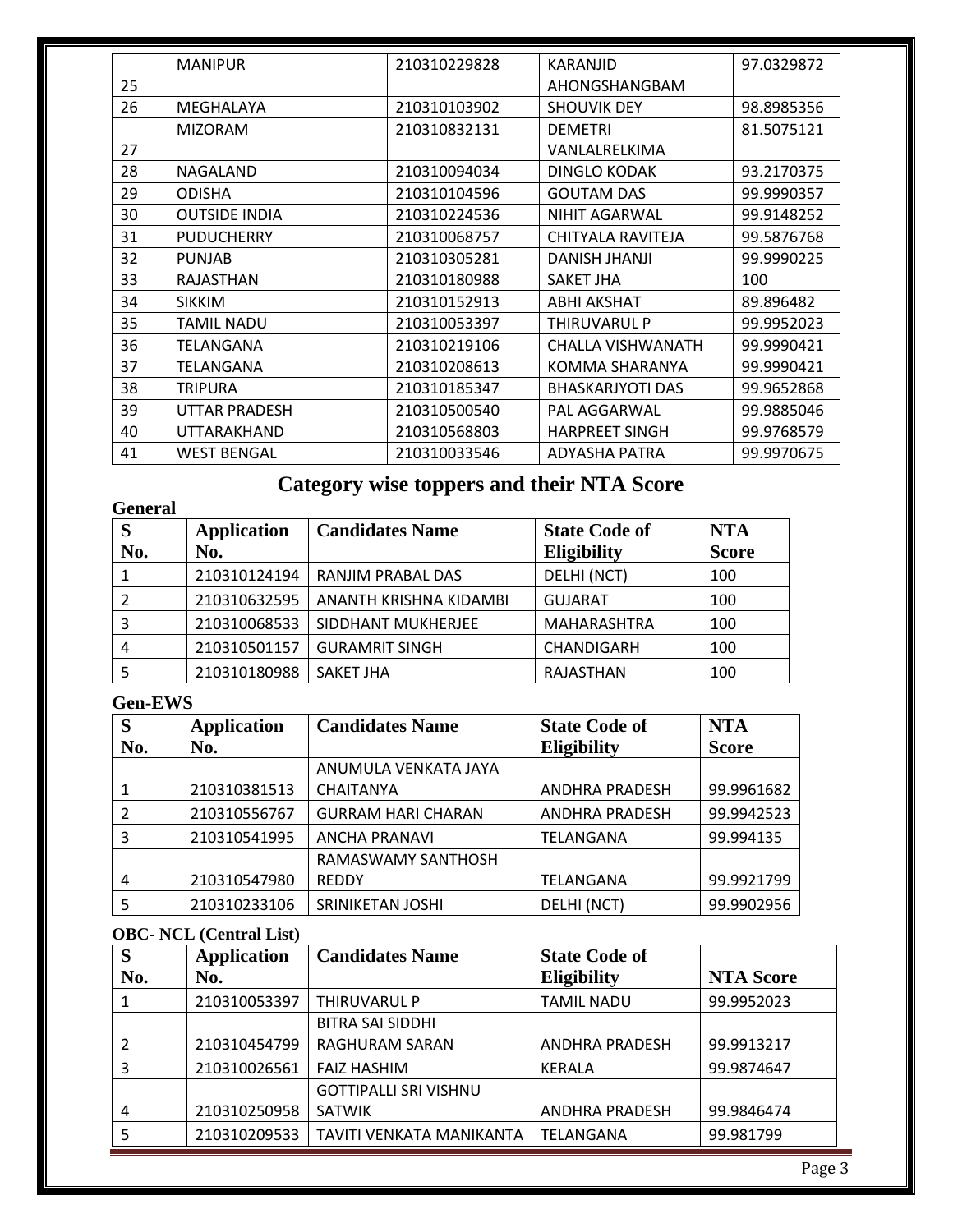| 25 | MANIPUR | 210310229828 | KARANJID AHONGSHANGBAM | 97.0329872 |
|---|---|---|---|---|
| 26 | MEGHALAYA | 210310103902 | SHOUVIK DEY | 98.8985356 |
| 27 | MIZORAM | 210310832131 | DEMETRI VANLALRELKIMA | 81.5075121 |
| 28 | NAGALAND | 210310094034 | DINGLO KODAK | 93.2170375 |
| 29 | ODISHA | 210310104596 | GOUTAM DAS | 99.9990357 |
| 30 | OUTSIDE INDIA | 210310224536 | NIHIT AGARWAL | 99.9148252 |
| 31 | PUDUCHERRY | 210310068757 | CHITYALA RAVITEJA | 99.5876768 |
| 32 | PUNJAB | 210310305281 | DANISH JHANJI | 99.9990225 |
| 33 | RAJASTHAN | 210310180988 | SAKET JHA | 100 |
| 34 | SIKKIM | 210310152913 | ABHI AKSHAT | 89.896482 |
| 35 | TAMIL NADU | 210310053397 | THIRUVARUL P | 99.9952023 |
| 36 | TELANGANA | 210310219106 | CHALLA VISHWANATH | 99.9990421 |
| 37 | TELANGANA | 210310208613 | KOMMA SHARANYA | 99.9990421 |
| 38 | TRIPURA | 210310185347 | BHASKARJYOTI DAS | 99.9652868 |
| 39 | UTTAR PRADESH | 210310500540 | PAL AGGARWAL | 99.9885046 |
| 40 | UTTARAKHAND | 210310568803 | HARPREET SINGH | 99.9768579 |
| 41 | WEST BENGAL | 210310033546 | ADYASHA PATRA | 99.9970675 |

## Category wise toppers and their NTA Score

**General**

| S No. | Application No. | Candidates Name | State Code of Eligibility | NTA Score |
|---|---|---|---|---|
| 1 | 210310124194 | RANJIM PRABAL DAS | DELHI (NCT) | 100 |
| 2 | 210310632595 | ANANTH KRISHNA KIDAMBI | GUJARAT | 100 |
| 3 | 210310068533 | SIDDHANT MUKHERJEE | MAHARASHTRA | 100 |
| 4 | 210310501157 | GURAMRIT SINGH | CHANDIGARH | 100 |
| 5 | 210310180988 | SAKET JHA | RAJASTHAN | 100 |

**Gen-EWS**

| S No. | Application No. | Candidates Name | State Code of Eligibility | NTA Score |
|---|---|---|---|---|
| 1 | 210310381513 | ANUMULA VENKATA JAYA CHAITANYA | ANDHRA PRADESH | 99.9961682 |
| 2 | 210310556767 | GURRAM HARI CHARAN | ANDHRA PRADESH | 99.9942523 |
| 3 | 210310541995 | ANCHA PRANAVI | TELANGANA | 99.994135 |
| 4 | 210310547980 | RAMASWAMY SANTHOSH REDDY | TELANGANA | 99.9921799 |
| 5 | 210310233106 | SRINIKETAN JOSHI | DELHI (NCT) | 99.9902956 |

**OBC- NCL (Central List)**

| S No. | Application No. | Candidates Name | State Code of Eligibility | NTA Score |
|---|---|---|---|---|
| 1 | 210310053397 | THIRUVARUL P | TAMIL NADU | 99.9952023 |
| 2 | 210310454799 | BITRA SAI SIDDHI RAGHURAM SARAN | ANDHRA PRADESH | 99.9913217 |
| 3 | 210310026561 | FAIZ HASHIM | KERALA | 99.9874647 |
| 4 | 210310250958 | GOTTIPALLI SRI VISHNU SATWIK | ANDHRA PRADESH | 99.9846474 |
| 5 | 210310209533 | TAVITI VENKATA MANIKANTA | TELANGANA | 99.981799 |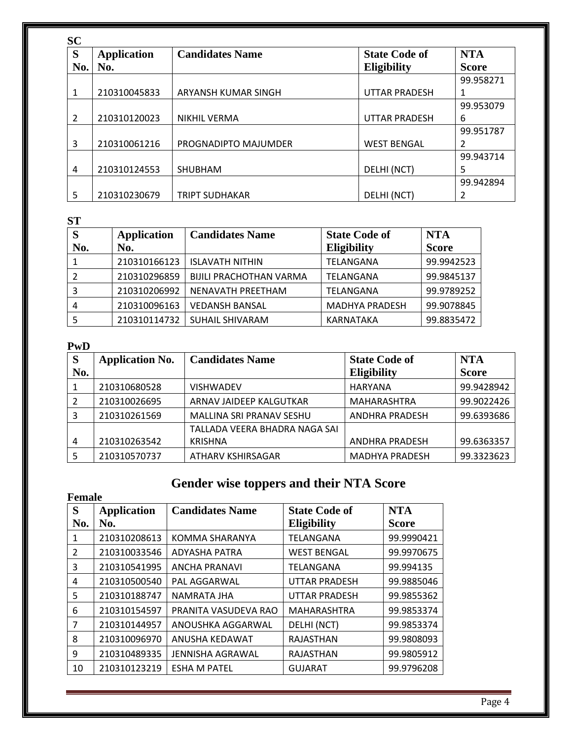**SC**

| S No. | Application No. | Candidates Name | State Code of Eligibility | NTA Score |
|---|---|---|---|---|
| 1 | 210310045833 | ARYANSH KUMAR SINGH | UTTAR PRADESH | 99.9582711 |
| 2 | 210310120023 | NIKHIL VERMA | UTTAR PRADESH | 99.9530796 |
| 3 | 210310061216 | PROGNADIPTO MAJUMDER | WEST BENGAL | 99.9517872 |
| 4 | 210310124553 | SHUBHAM | DELHI (NCT) | 99.9437145 |
| 5 | 210310230679 | TRIPT SUDHAKAR | DELHI (NCT) | 99.9428942 |

**ST**

| S No. | Application No. | Candidates Name | State Code of Eligibility | NTA Score |
|---|---|---|---|---|
| 1 | 210310166123 | ISLAVATH NITHIN | TELANGANA | 99.9942523 |
| 2 | 210310296859 | BIJILI PRACHOTHAN VARMA | TELANGANA | 99.9845137 |
| 3 | 210310206992 | NENAVATH PREETHAM | TELANGANA | 99.9789252 |
| 4 | 210310096163 | VEDANSH BANSAL | MADHYA PRADESH | 99.9078845 |
| 5 | 210310114732 | SUHAIL SHIVARAM | KARNATAKA | 99.8835472 |

**PwD**

| S No. | Application No. | Candidates Name | State Code of Eligibility | NTA Score |
|---|---|---|---|---|
| 1 | 210310680528 | VISHWADEV | HARYANA | 99.9428942 |
| 2 | 210310026695 | ARNAV JAIDEEP KALGUTKAR | MAHARASHTRA | 99.9022426 |
| 3 | 210310261569 | MALLINA SRI PRANAV SESHU | ANDHRA PRADESH | 99.6393686 |
| 4 | 210310263542 | TALLADA VEERA BHADRA NAGA SAI KRISHNA | ANDHRA PRADESH | 99.6363357 |
| 5 | 210310570737 | ATHARV KSHIRSAGAR | MADHYA PRADESH | 99.3323623 |

## Gender wise toppers and their NTA Score

**Female**

| S No. | Application No. | Candidates Name | State Code of Eligibility | NTA Score |
|---|---|---|---|---|
| 1 | 210310208613 | KOMMA SHARANYA | TELANGANA | 99.9990421 |
| 2 | 210310033546 | ADYASHA PATRA | WEST BENGAL | 99.9970675 |
| 3 | 210310541995 | ANCHA PRANAVI | TELANGANA | 99.994135 |
| 4 | 210310500540 | PAL AGGARWAL | UTTAR PRADESH | 99.9885046 |
| 5 | 210310188747 | NAMRATA JHA | UTTAR PRADESH | 99.9855362 |
| 6 | 210310154597 | PRANITA VASUDEVA RAO | MAHARASHTRA | 99.9853374 |
| 7 | 210310144957 | ANOUSHKA AGGARWAL | DELHI (NCT) | 99.9853374 |
| 8 | 210310096970 | ANUSHA KEDAWAT | RAJASTHAN | 99.9808093 |
| 9 | 210310489335 | JENNISHA AGRAWAL | RAJASTHAN | 99.9805912 |
| 10 | 210310123219 | ESHA M PATEL | GUJARAT | 99.9796208 |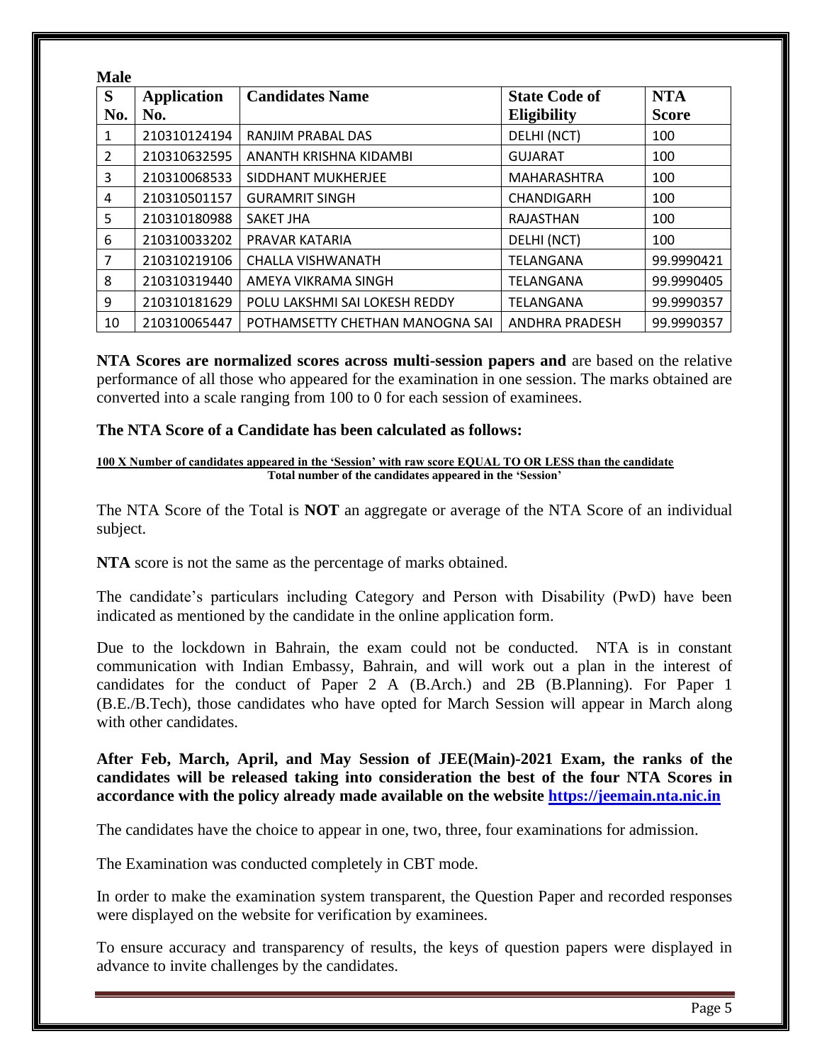**Male**

| S No. | Application No. | Candidates Name | State Code of Eligibility | NTA Score |
|---|---|---|---|---|
| 1 | 210310124194 | RANJIM PRABAL DAS | DELHI (NCT) | 100 |
| 2 | 210310632595 | ANANTH KRISHNA KIDAMBI | GUJARAT | 100 |
| 3 | 210310068533 | SIDDHANT MUKHERJEE | MAHARASHTRA | 100 |
| 4 | 210310501157 | GURAMRIT SINGH | CHANDIGARH | 100 |
| 5 | 210310180988 | SAKET JHA | RAJASTHAN | 100 |
| 6 | 210310033202 | PRAVAR KATARIA | DELHI (NCT) | 100 |
| 7 | 210310219106 | CHALLA VISHWANATH | TELANGANA | 99.9990421 |
| 8 | 210310319440 | AMEYA VIKRAMA SINGH | TELANGANA | 99.9990405 |
| 9 | 210310181629 | POLU LAKSHMI SAI LOKESH REDDY | TELANGANA | 99.9990357 |
| 10 | 210310065447 | POTHAMSETTY CHETHAN MANOGNA SAI | ANDHRA PRADESH | 99.9990357 |

**NTA Scores are normalized scores across multi-session papers and** are based on the relative performance of all those who appeared for the examination in one session. The marks obtained are converted into a scale ranging from 100 to 0 for each session of examinees.

**The NTA Score of a Candidate has been calculated as follows:**

$$\frac{100 \times \text{Number of candidates appeared in the 'Session' with raw score EQUAL TO OR LESS than the candidate}}{\text{Total number of the candidates appeared in the 'Session'}}$$

The NTA Score of the Total is **NOT** an aggregate or average of the NTA Score of an individual subject.

**NTA** score is not the same as the percentage of marks obtained.

The candidate's particulars including Category and Person with Disability (PwD) have been indicated as mentioned by the candidate in the online application form.

Due to the lockdown in Bahrain, the exam could not be conducted. NTA is in constant communication with Indian Embassy, Bahrain, and will work out a plan in the interest of candidates for the conduct of Paper 2 A (B.Arch.) and 2B (B.Planning). For Paper 1 (B.E./B.Tech), those candidates who have opted for March Session will appear in March along with other candidates.

**After Feb, March, April, and May Session of JEE(Main)-2021 Exam, the ranks of the candidates will be released taking into consideration the best of the four NTA Scores in accordance with the policy already made available on the website https://jeemain.nta.nic.in**

The candidates have the choice to appear in one, two, three, four examinations for admission.

The Examination was conducted completely in CBT mode.

In order to make the examination system transparent, the Question Paper and recorded responses were displayed on the website for verification by examinees.

To ensure accuracy and transparency of results, the keys of question papers were displayed in advance to invite challenges by the candidates.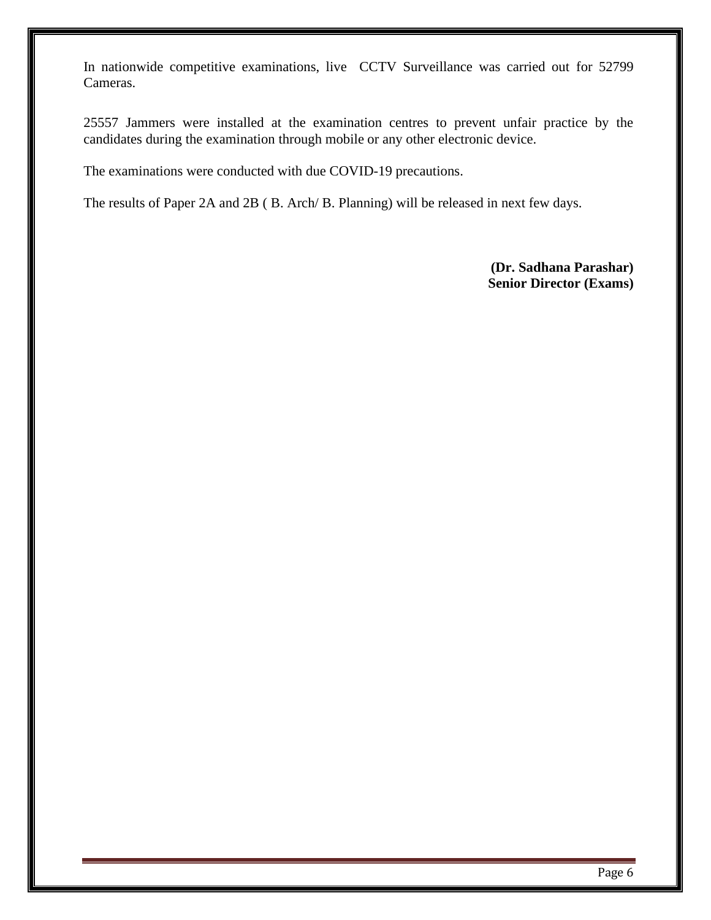In nationwide competitive examinations, live CCTV Surveillance was carried out for 52799 Cameras.

25557 Jammers were installed at the examination centres to prevent unfair practice by the candidates during the examination through mobile or any other electronic device.

The examinations were conducted with due COVID-19 precautions.

The results of Paper 2A and 2B ( B. Arch/ B. Planning) will be released in next few days.

**(Dr. Sadhana Parashar)**
**Senior Director (Exams)**